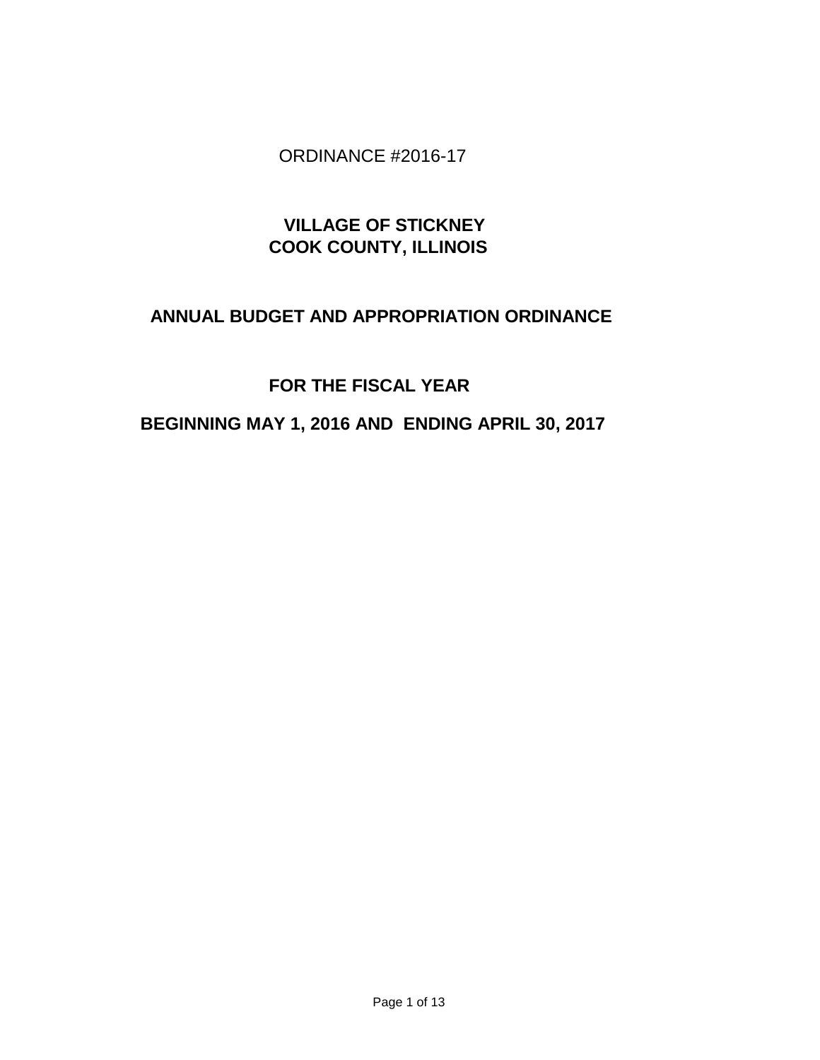ORDINANCE #2016-17

# VILLAGE OF STICKNEY
# COOK COUNTY, ILLINOIS

## ANNUAL BUDGET AND APPROPRIATION ORDINANCE

## FOR THE FISCAL YEAR

## BEGINNING MAY 1, 2016 AND ENDING APRIL 30, 2017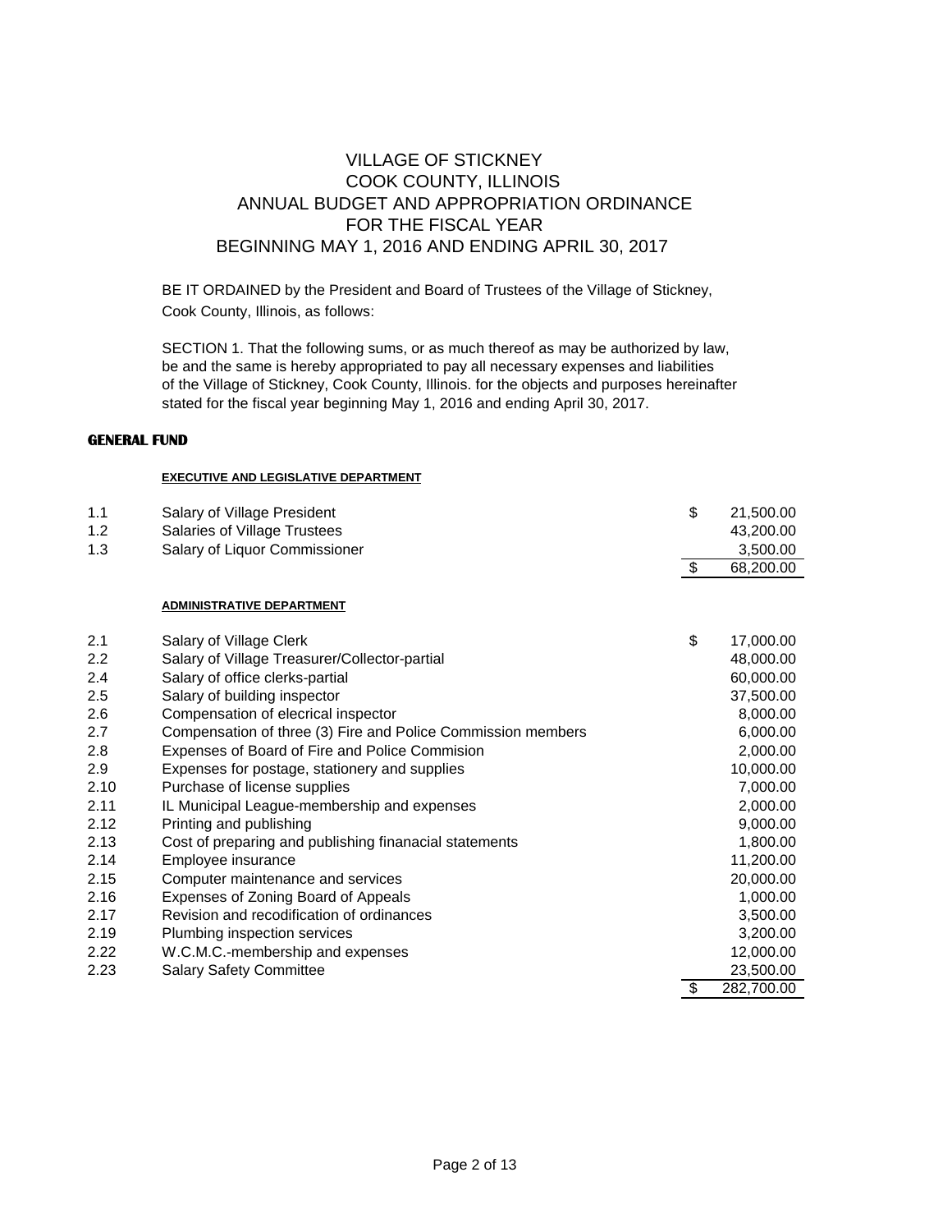# VILLAGE OF STICKNEY
## COOK COUNTY, ILLINOIS
## ANNUAL BUDGET AND APPROPRIATION ORDINANCE
## FOR THE FISCAL YEAR
## BEGINNING MAY 1, 2016 AND ENDING APRIL 30, 2017

BE IT ORDAINED by the President and Board of Trustees of the Village of Stickney, Cook County, Illinois, as follows:

SECTION 1. That the following sums, or as much thereof as may be authorized by law, be and the same is hereby appropriated to pay all necessary expenses and liabilities of the Village of Stickney, Cook County, Illinois. for the objects and purposes hereinafter stated for the fiscal year beginning May 1, 2016 and ending April 30, 2017.

**GENERAL FUND**

**EXECUTIVE AND LEGISLATIVE DEPARTMENT**

| | | |
|---|---|---|
| 1.1 | Salary of Village President | $ 21,500.00 |
| 1.2 | Salaries of Village Trustees | 43,200.00 |
| 1.3 | Salary of Liquor Commissioner | 3,500.00 |
| | | $ 68,200.00 |

**ADMINISTRATIVE DEPARTMENT**

| | | |
|---|---|---|
| 2.1 | Salary of Village Clerk | $ 17,000.00 |
| 2.2 | Salary of Village Treasurer/Collector-partial | 48,000.00 |
| 2.4 | Salary of office clerks-partial | 60,000.00 |
| 2.5 | Salary of building inspector | 37,500.00 |
| 2.6 | Compensation of elecrical inspector | 8,000.00 |
| 2.7 | Compensation of three (3) Fire and Police Commission members | 6,000.00 |
| 2.8 | Expenses of Board of Fire and Police Commision | 2,000.00 |
| 2.9 | Expenses for postage, stationery and supplies | 10,000.00 |
| 2.10 | Purchase of license supplies | 7,000.00 |
| 2.11 | IL Municipal League-membership and expenses | 2,000.00 |
| 2.12 | Printing and publishing | 9,000.00 |
| 2.13 | Cost of preparing and publishing finanacial statements | 1,800.00 |
| 2.14 | Employee insurance | 11,200.00 |
| 2.15 | Computer maintenance and services | 20,000.00 |
| 2.16 | Expenses of Zoning Board of Appeals | 1,000.00 |
| 2.17 | Revision and recodification of ordinances | 3,500.00 |
| 2.19 | Plumbing inspection services | 3,200.00 |
| 2.22 | W.C.M.C.-membership and expenses | 12,000.00 |
| 2.23 | Salary Safety Committee | 23,500.00 |
| | | $ 282,700.00 |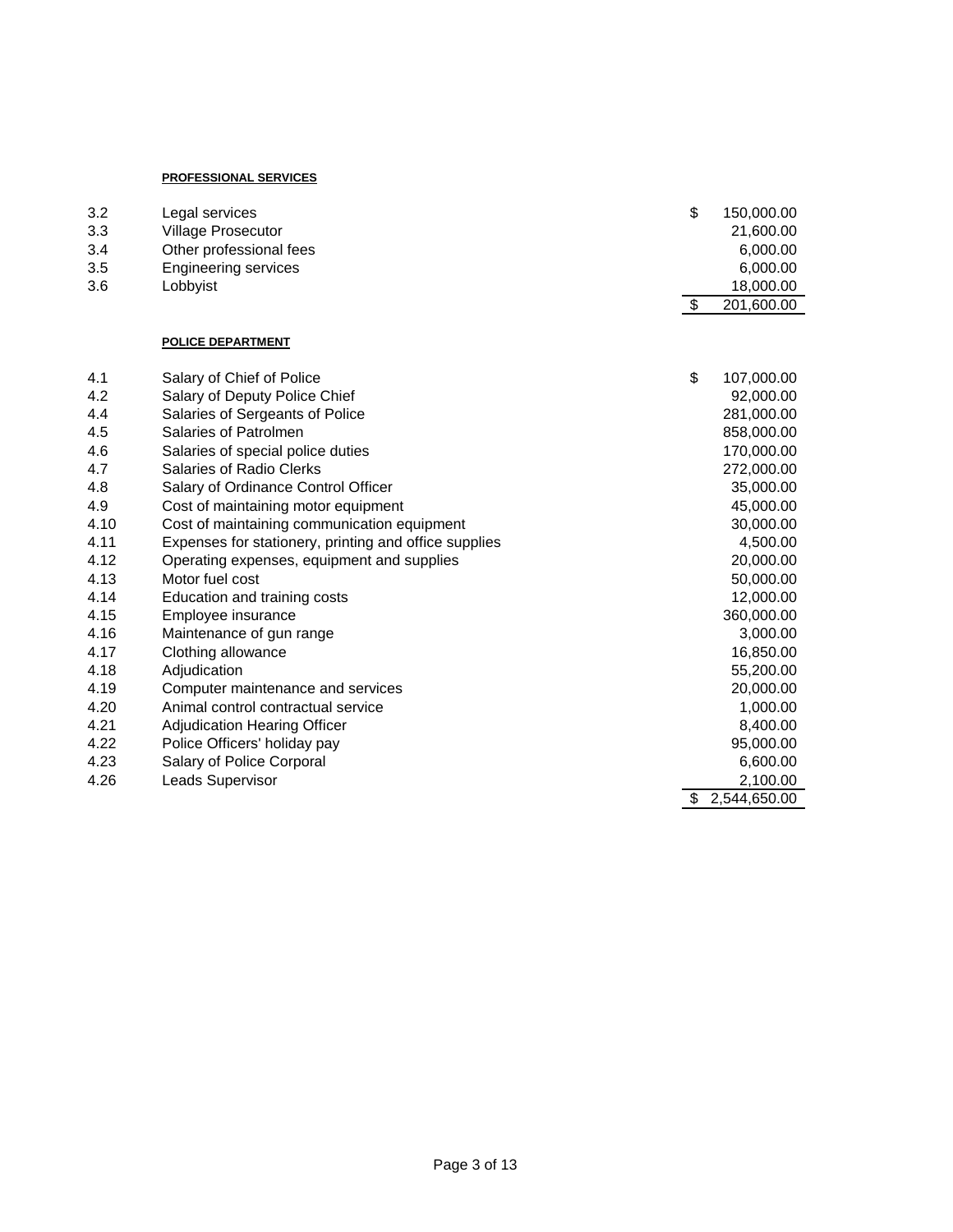**PROFESSIONAL SERVICES**

| | | | |
|---|---|---|---|
| 3.2 | Legal services | $ | 150,000.00 |
| 3.3 | Village Prosecutor | | 21,600.00 |
| 3.4 | Other professional fees | | 6,000.00 |
| 3.5 | Engineering services | | 6,000.00 |
| 3.6 | Lobbyist | | 18,000.00 |
| | | $ | 201,600.00 |

**POLICE DEPARTMENT**

| | | | |
|---|---|---|---|
| 4.1 | Salary of Chief of Police | $ | 107,000.00 |
| 4.2 | Salary of Deputy Police Chief | | 92,000.00 |
| 4.4 | Salaries of Sergeants of Police | | 281,000.00 |
| 4.5 | Salaries of Patrolmen | | 858,000.00 |
| 4.6 | Salaries of special police duties | | 170,000.00 |
| 4.7 | Salaries of Radio Clerks | | 272,000.00 |
| 4.8 | Salary of Ordinance Control Officer | | 35,000.00 |
| 4.9 | Cost of maintaining motor equipment | | 45,000.00 |
| 4.10 | Cost of maintaining communication equipment | | 30,000.00 |
| 4.11 | Expenses for stationery, printing and office supplies | | 4,500.00 |
| 4.12 | Operating expenses, equipment and supplies | | 20,000.00 |
| 4.13 | Motor fuel cost | | 50,000.00 |
| 4.14 | Education and training costs | | 12,000.00 |
| 4.15 | Employee insurance | | 360,000.00 |
| 4.16 | Maintenance of gun range | | 3,000.00 |
| 4.17 | Clothing allowance | | 16,850.00 |
| 4.18 | Adjudication | | 55,200.00 |
| 4.19 | Computer maintenance and services | | 20,000.00 |
| 4.20 | Animal control contractual service | | 1,000.00 |
| 4.21 | Adjudication Hearing Officer | | 8,400.00 |
| 4.22 | Police Officers' holiday pay | | 95,000.00 |
| 4.23 | Salary of Police Corporal | | 6,600.00 |
| 4.26 | Leads Supervisor | | 2,100.00 |
| | | $ | 2,544,650.00 |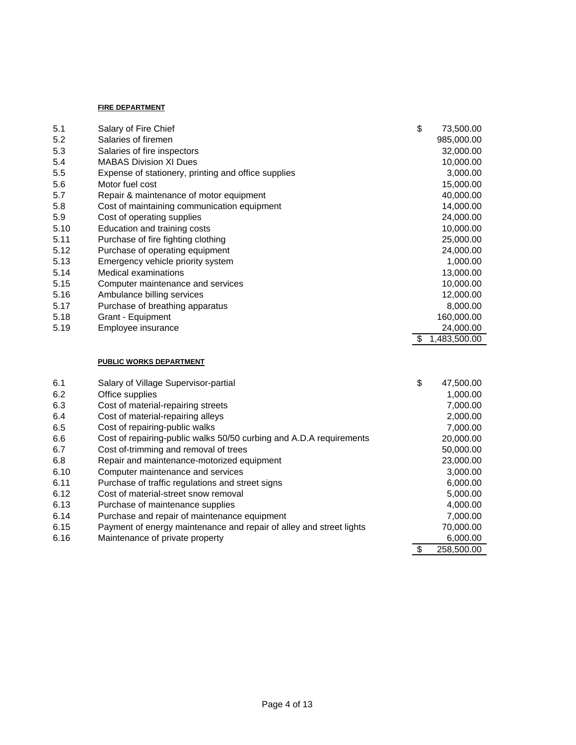**FIRE DEPARTMENT**

| | | |
|---|---|---|
| 5.1 | Salary of Fire Chief | $ 73,500.00 |
| 5.2 | Salaries of firemen | 985,000.00 |
| 5.3 | Salaries of fire inspectors | 32,000.00 |
| 5.4 | MABAS Division XI Dues | 10,000.00 |
| 5.5 | Expense of stationery, printing and office supplies | 3,000.00 |
| 5.6 | Motor fuel cost | 15,000.00 |
| 5.7 | Repair & maintenance of motor equipment | 40,000.00 |
| 5.8 | Cost of maintaining communication equipment | 14,000.00 |
| 5.9 | Cost of operating supplies | 24,000.00 |
| 5.10 | Education and training costs | 10,000.00 |
| 5.11 | Purchase of fire fighting clothing | 25,000.00 |
| 5.12 | Purchase of operating equipment | 24,000.00 |
| 5.13 | Emergency vehicle priority system | 1,000.00 |
| 5.14 | Medical examinations | 13,000.00 |
| 5.15 | Computer maintenance and services | 10,000.00 |
| 5.16 | Ambulance billing services | 12,000.00 |
| 5.17 | Purchase of breathing apparatus | 8,000.00 |
| 5.18 | Grant - Equipment | 160,000.00 |
| 5.19 | Employee insurance | 24,000.00 |
| | | $ 1,483,500.00 |

**PUBLIC WORKS DEPARTMENT**

| | | |
|---|---|---|
| 6.1 | Salary of Village Supervisor-partial | $ 47,500.00 |
| 6.2 | Office supplies | 1,000.00 |
| 6.3 | Cost of material-repairing streets | 7,000.00 |
| 6.4 | Cost of material-repairing alleys | 2,000.00 |
| 6.5 | Cost of repairing-public walks | 7,000.00 |
| 6.6 | Cost of repairing-public walks 50/50 curbing and A.D.A requirements | 20,000.00 |
| 6.7 | Cost of-trimming and removal of trees | 50,000.00 |
| 6.8 | Repair and maintenance-motorized equipment | 23,000.00 |
| 6.10 | Computer maintenance and services | 3,000.00 |
| 6.11 | Purchase of traffic regulations and street signs | 6,000.00 |
| 6.12 | Cost of material-street snow removal | 5,000.00 |
| 6.13 | Purchase of maintenance supplies | 4,000.00 |
| 6.14 | Purchase and repair of maintenance equipment | 7,000.00 |
| 6.15 | Payment of energy maintenance and repair of alley and street lights | 70,000.00 |
| 6.16 | Maintenance of private property | 6,000.00 |
| | | $ 258,500.00 |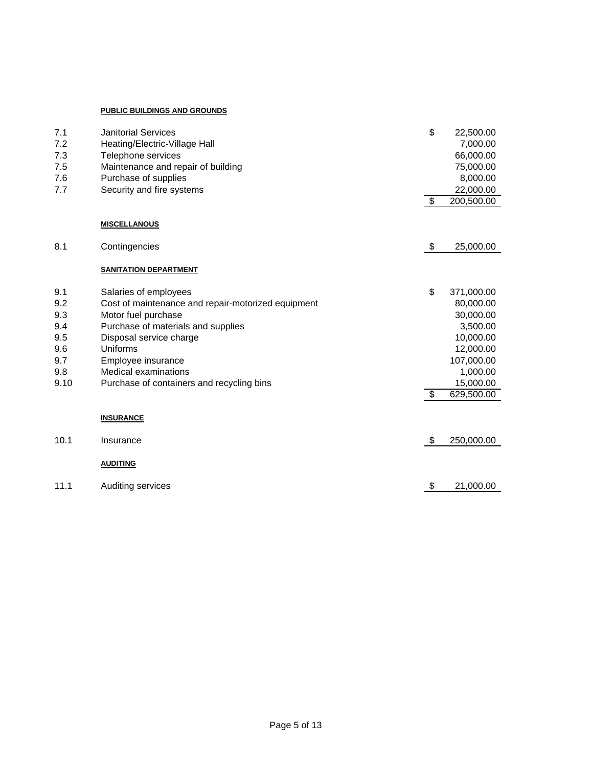**PUBLIC BUILDINGS AND GROUNDS**

| | | | |
|---|---|---|---|
| 7.1 | Janitorial Services | $ | 22,500.00 |
| 7.2 | Heating/Electric-Village Hall | | 7,000.00 |
| 7.3 | Telephone services | | 66,000.00 |
| 7.5 | Maintenance and repair of building | | 75,000.00 |
| 7.6 | Purchase of supplies | | 8,000.00 |
| 7.7 | Security and fire systems | | 22,000.00 |
| | | $ | 200,500.00 |

**MISCELLANOUS**

| | | | |
|---|---|---|---|
| 8.1 | Contingencies | $ | 25,000.00 |

**SANITATION DEPARTMENT**

| | | | |
|---|---|---|---|
| 9.1 | Salaries of employees | $ | 371,000.00 |
| 9.2 | Cost of maintenance and repair-motorized equipment | | 80,000.00 |
| 9.3 | Motor fuel purchase | | 30,000.00 |
| 9.4 | Purchase of materials and supplies | | 3,500.00 |
| 9.5 | Disposal service charge | | 10,000.00 |
| 9.6 | Uniforms | | 12,000.00 |
| 9.7 | Employee insurance | | 107,000.00 |
| 9.8 | Medical examinations | | 1,000.00 |
| 9.10 | Purchase of containers and recycling bins | | 15,000.00 |
| | | $ | 629,500.00 |

**INSURANCE**

| | | | |
|---|---|---|---|
| 10.1 | Insurance | $ | 250,000.00 |

**AUDITING**

| | | | |
|---|---|---|---|
| 11.1 | Auditing services | $ | 21,000.00 |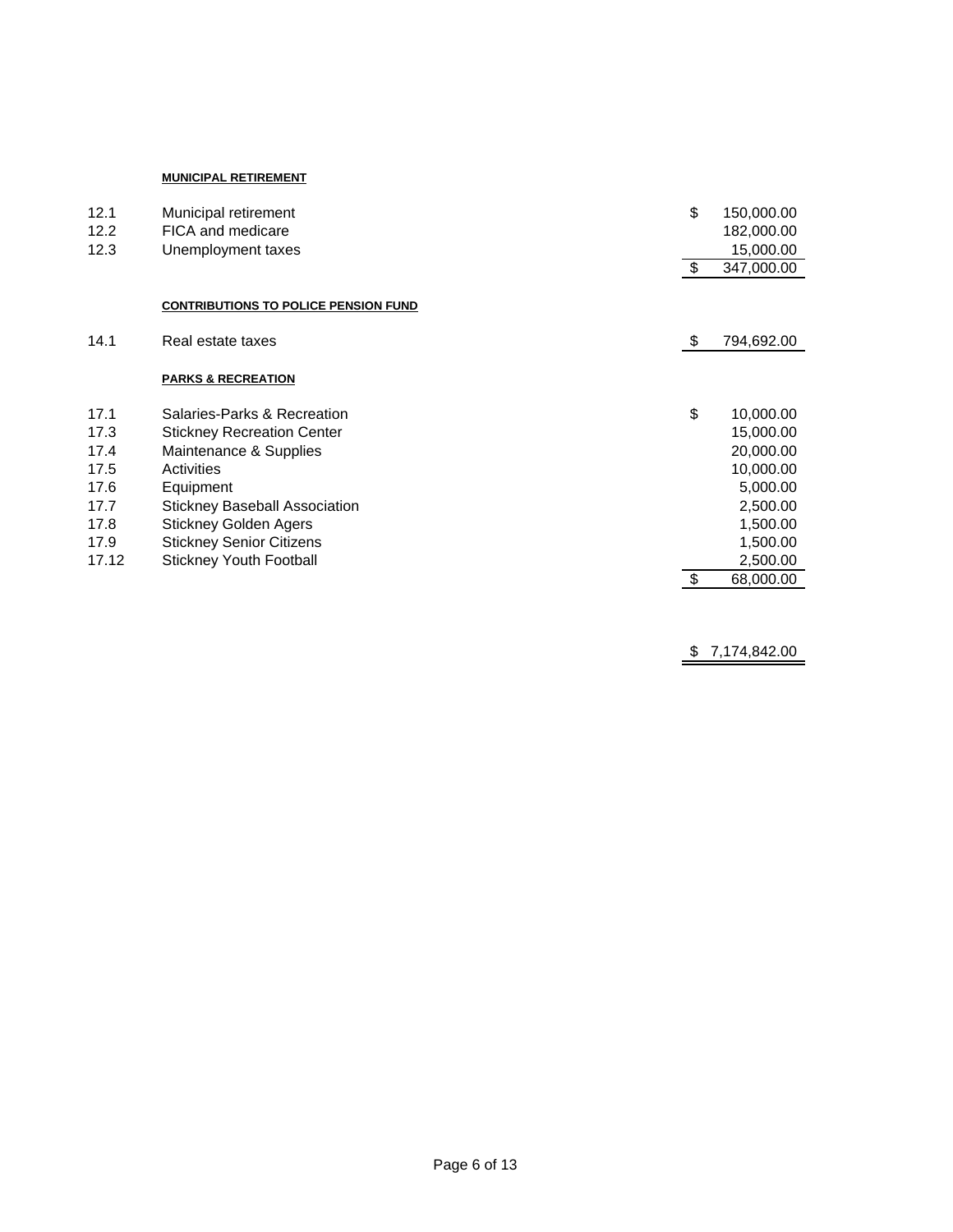**MUNICIPAL RETIREMENT**

| | | |
|---|---|---|
| 12.1 | Municipal retirement | $ 150,000.00 |
| 12.2 | FICA and medicare | 182,000.00 |
| 12.3 | Unemployment taxes | 15,000.00 |
| | | $ 347,000.00 |

**CONTRIBUTIONS TO POLICE PENSION FUND**

| | | |
|---|---|---|
| 14.1 | Real estate taxes | $ 794,692.00 |

**PARKS & RECREATION**

| | | |
|---|---|---|
| 17.1 | Salaries-Parks & Recreation | $ 10,000.00 |
| 17.3 | Stickney Recreation Center | 15,000.00 |
| 17.4 | Maintenance & Supplies | 20,000.00 |
| 17.5 | Activities | 10,000.00 |
| 17.6 | Equipment | 5,000.00 |
| 17.7 | Stickney Baseball Association | 2,500.00 |
| 17.8 | Stickney Golden Agers | 1,500.00 |
| 17.9 | Stickney Senior Citizens | 1,500.00 |
| 17.12 | Stickney Youth Football | 2,500.00 |
| | | $ 68,000.00 |

$ 7,174,842.00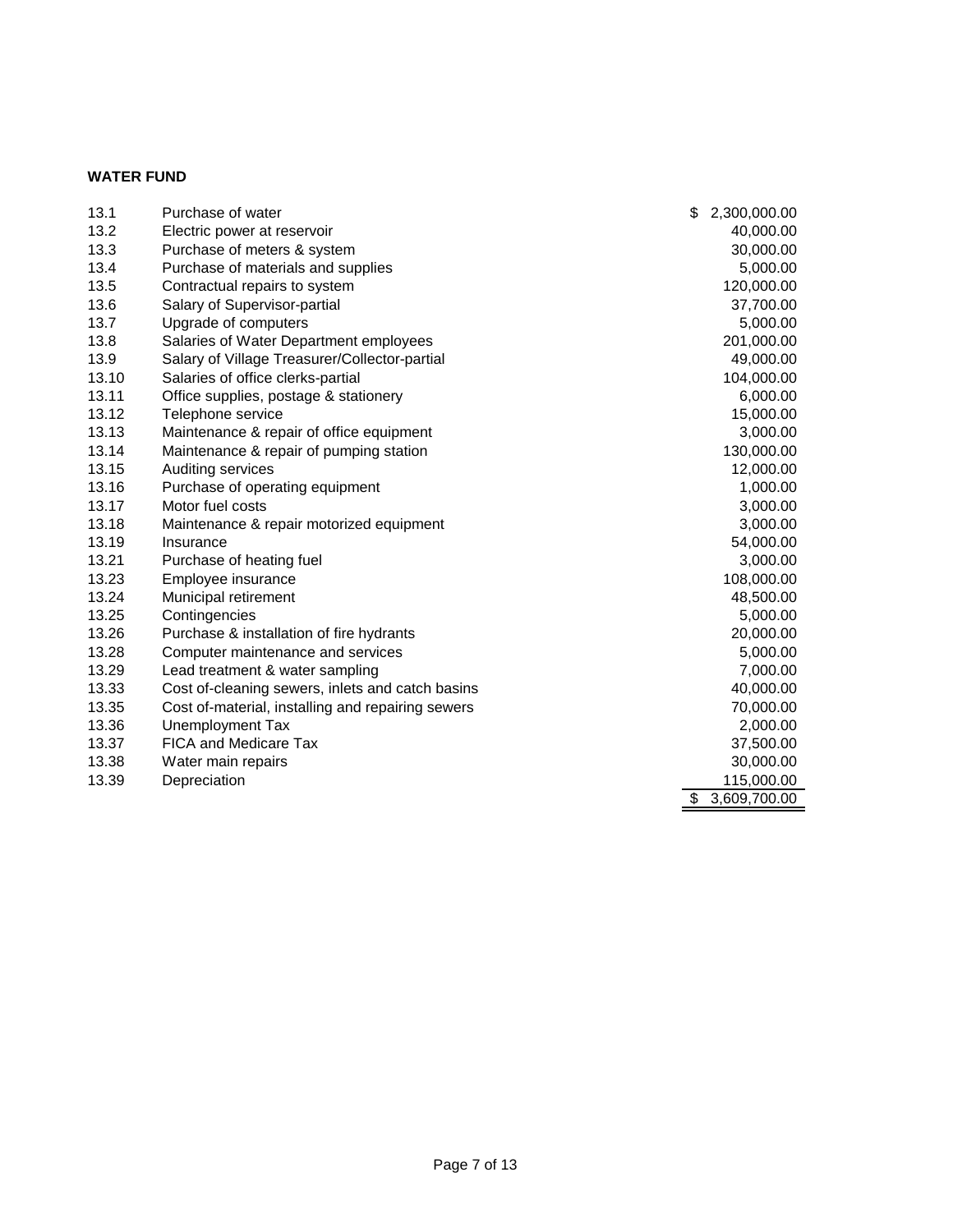**WATER FUND**

| | | |
|---|---|---|
| 13.1 | Purchase of water | $ 2,300,000.00 |
| 13.2 | Electric power at reservoir | 40,000.00 |
| 13.3 | Purchase of meters & system | 30,000.00 |
| 13.4 | Purchase of materials and supplies | 5,000.00 |
| 13.5 | Contractual repairs to system | 120,000.00 |
| 13.6 | Salary of Supervisor-partial | 37,700.00 |
| 13.7 | Upgrade of computers | 5,000.00 |
| 13.8 | Salaries of Water Department employees | 201,000.00 |
| 13.9 | Salary of Village Treasurer/Collector-partial | 49,000.00 |
| 13.10 | Salaries of office clerks-partial | 104,000.00 |
| 13.11 | Office supplies, postage & stationery | 6,000.00 |
| 13.12 | Telephone service | 15,000.00 |
| 13.13 | Maintenance & repair of office equipment | 3,000.00 |
| 13.14 | Maintenance & repair of pumping station | 130,000.00 |
| 13.15 | Auditing services | 12,000.00 |
| 13.16 | Purchase of operating equipment | 1,000.00 |
| 13.17 | Motor fuel costs | 3,000.00 |
| 13.18 | Maintenance & repair motorized equipment | 3,000.00 |
| 13.19 | Insurance | 54,000.00 |
| 13.21 | Purchase of heating fuel | 3,000.00 |
| 13.23 | Employee insurance | 108,000.00 |
| 13.24 | Municipal retirement | 48,500.00 |
| 13.25 | Contingencies | 5,000.00 |
| 13.26 | Purchase & installation of fire hydrants | 20,000.00 |
| 13.28 | Computer maintenance and services | 5,000.00 |
| 13.29 | Lead treatment & water sampling | 7,000.00 |
| 13.33 | Cost of-cleaning sewers, inlets and catch basins | 40,000.00 |
| 13.35 | Cost of-material, installing and repairing sewers | 70,000.00 |
| 13.36 | Unemployment Tax | 2,000.00 |
| 13.37 | FICA and Medicare Tax | 37,500.00 |
| 13.38 | Water main repairs | 30,000.00 |
| 13.39 | Depreciation | 115,000.00 |
| | | $ 3,609,700.00 |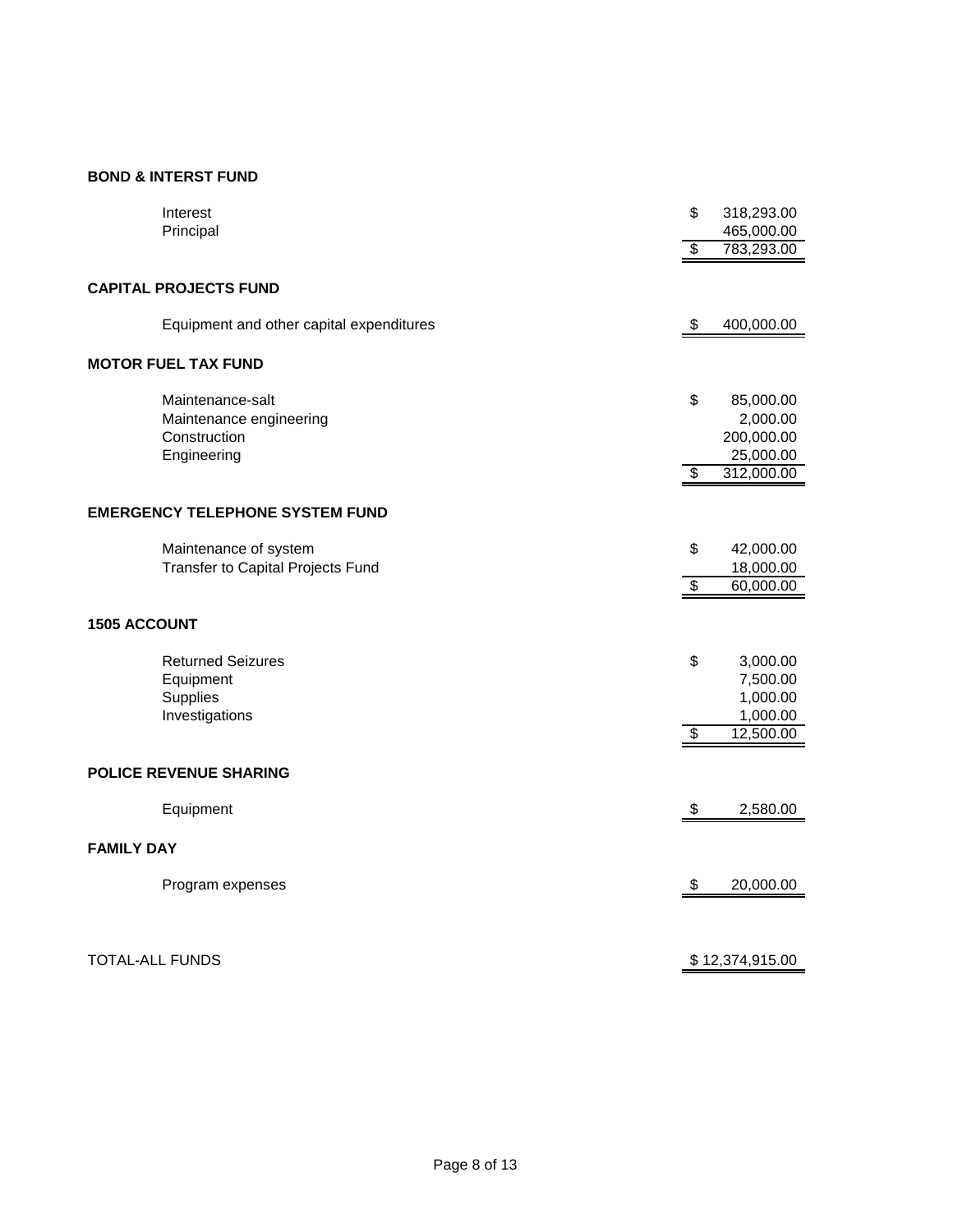**BOND & INTERST FUND**

| | | |
|---|---|---|
| Interest | $ | 318,293.00 |
| Principal | | 465,000.00 |
| | $ | 783,293.00 |

**CAPITAL PROJECTS FUND**

| | | |
|---|---|---|
| Equipment and other capital expenditures | $ | 400,000.00 |

**MOTOR FUEL TAX FUND**

| | | |
|---|---|---|
| Maintenance-salt | $ | 85,000.00 |
| Maintenance engineering | | 2,000.00 |
| Construction | | 200,000.00 |
| Engineering | | 25,000.00 |
| | $ | 312,000.00 |

**EMERGENCY TELEPHONE SYSTEM FUND**

| | | |
|---|---|---|
| Maintenance of system | $ | 42,000.00 |
| Transfer to Capital Projects Fund | | 18,000.00 |
| | $ | 60,000.00 |

**1505 ACCOUNT**

| | | |
|---|---|---|
| Returned Seizures | $ | 3,000.00 |
| Equipment | | 7,500.00 |
| Supplies | | 1,000.00 |
| Investigations | | 1,000.00 |
| | $ | 12,500.00 |

**POLICE REVENUE SHARING**

| | | |
|---|---|---|
| Equipment | $ | 2,580.00 |

**FAMILY DAY**

| | | |
|---|---|---|
| Program expenses | $ | 20,000.00 |

| | |
|---|---|
| TOTAL-ALL FUNDS | $ 12,374,915.00 |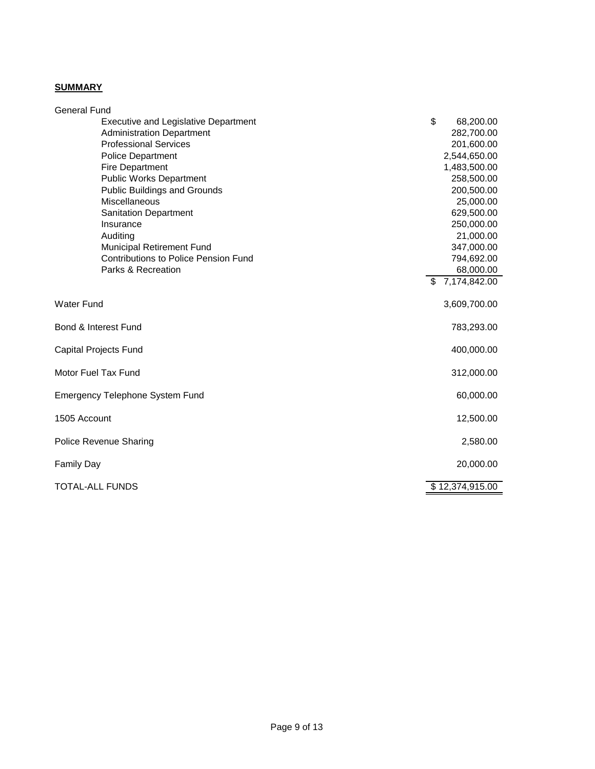**SUMMARY**

| | |
|---|---|
| General Fund | |
| Executive and Legislative Department | $ 68,200.00 |
| Administration Department | 282,700.00 |
| Professional Services | 201,600.00 |
| Police Department | 2,544,650.00 |
| Fire Department | 1,483,500.00 |
| Public Works Department | 258,500.00 |
| Public Buildings and Grounds | 200,500.00 |
| Miscellaneous | 25,000.00 |
| Sanitation Department | 629,500.00 |
| Insurance | 250,000.00 |
| Auditing | 21,000.00 |
| Municipal Retirement Fund | 347,000.00 |
| Contributions to Police Pension Fund | 794,692.00 |
| Parks & Recreation | 68,000.00 |
| | $ 7,174,842.00 |
| Water Fund | 3,609,700.00 |
| Bond & Interest Fund | 783,293.00 |
| Capital Projects Fund | 400,000.00 |
| Motor Fuel Tax Fund | 312,000.00 |
| Emergency Telephone System Fund | 60,000.00 |
| 1505 Account | 12,500.00 |
| Police Revenue Sharing | 2,580.00 |
| Family Day | 20,000.00 |
| TOTAL-ALL FUNDS | $ 12,374,915.00 |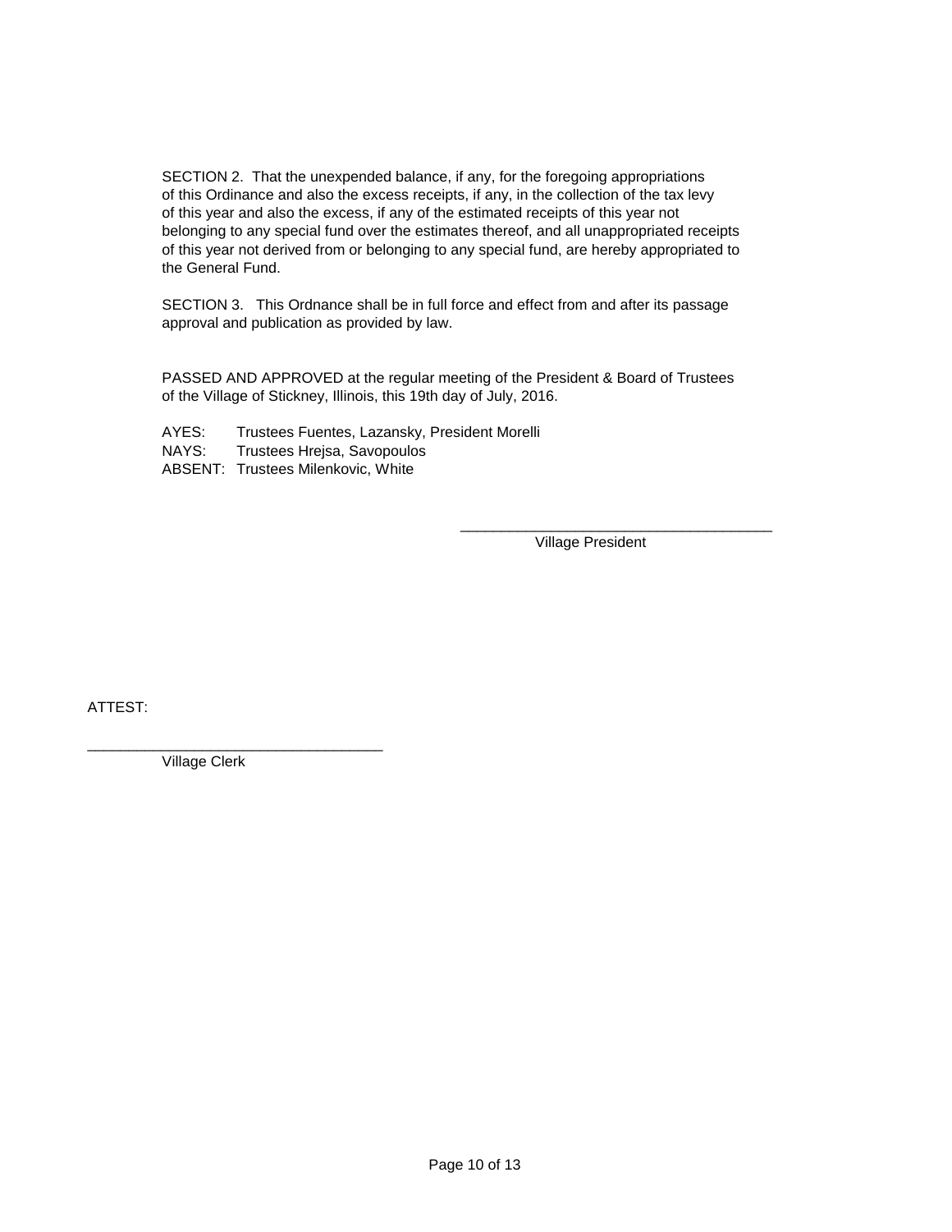SECTION 2. That the unexpended balance, if any, for the foregoing appropriations of this Ordinance and also the excess receipts, if any, in the collection of the tax levy of this year and also the excess, if any of the estimated receipts of this year not belonging to any special fund over the estimates thereof, and all unappropriated receipts of this year not derived from or belonging to any special fund, are hereby appropriated to the General Fund.

SECTION 3. This Ordnance shall be in full force and effect from and after its passage approval and publication as provided by law.

PASSED AND APPROVED at the regular meeting of the President & Board of Trustees of the Village of Stickney, Illinois, this 19th day of July, 2016.

AYES: Trustees Fuentes, Lazansky, President Morelli
NAYS: Trustees Hrejsa, Savopoulos
ABSENT: Trustees Milenkovic, White

\_\_\_\_\_\_\_\_\_\_\_\_\_\_\_\_\_\_\_\_\_\_\_\_\_\_\_\_\_\_\_\_\_\_\_\_\_\_
Village President

ATTEST:

\_\_\_\_\_\_\_\_\_\_\_\_\_\_\_\_\_\_\_\_\_\_\_\_\_\_\_\_\_\_\_\_\_\_\_\_
Village Clerk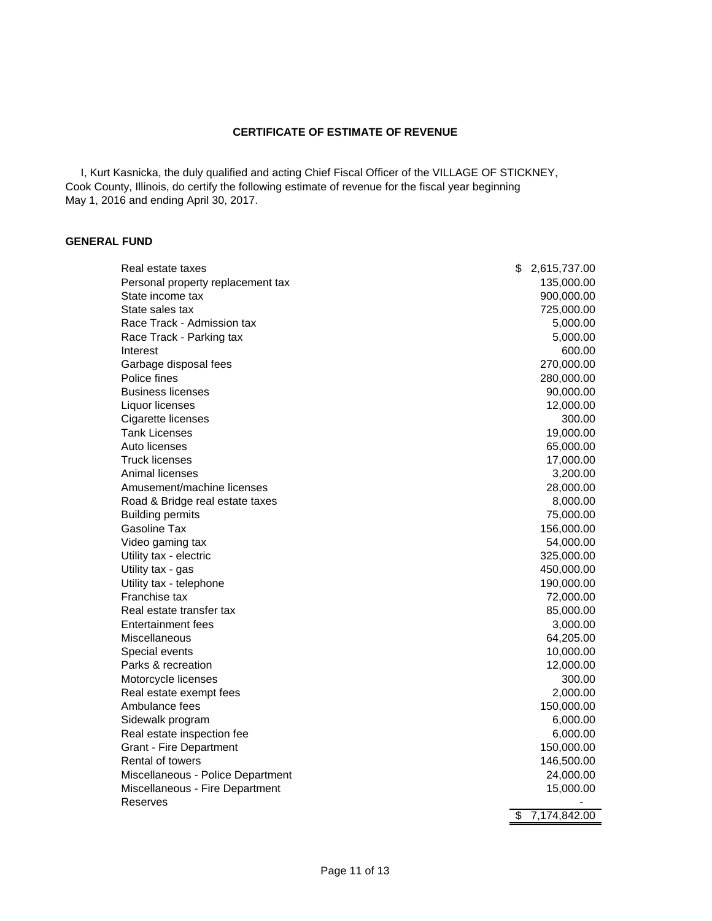**CERTIFICATE OF ESTIMATE OF REVENUE**

I, Kurt Kasnicka, the duly qualified and acting Chief Fiscal Officer of the VILLAGE OF STICKNEY, Cook County, Illinois, do certify the following estimate of revenue for the fiscal year beginning May 1, 2016 and ending April 30, 2017.

**GENERAL FUND**

| | |
|---|---|
| Real estate taxes | $ 2,615,737.00 |
| Personal property replacement tax | 135,000.00 |
| State income tax | 900,000.00 |
| State sales tax | 725,000.00 |
| Race Track - Admission tax | 5,000.00 |
| Race Track - Parking tax | 5,000.00 |
| Interest | 600.00 |
| Garbage disposal fees | 270,000.00 |
| Police fines | 280,000.00 |
| Business licenses | 90,000.00 |
| Liquor licenses | 12,000.00 |
| Cigarette licenses | 300.00 |
| Tank Licenses | 19,000.00 |
| Auto licenses | 65,000.00 |
| Truck licenses | 17,000.00 |
| Animal licenses | 3,200.00 |
| Amusement/machine licenses | 28,000.00 |
| Road & Bridge real estate taxes | 8,000.00 |
| Building permits | 75,000.00 |
| Gasoline Tax | 156,000.00 |
| Video gaming tax | 54,000.00 |
| Utility tax - electric | 325,000.00 |
| Utility tax - gas | 450,000.00 |
| Utility tax - telephone | 190,000.00 |
| Franchise tax | 72,000.00 |
| Real estate transfer tax | 85,000.00 |
| Entertainment fees | 3,000.00 |
| Miscellaneous | 64,205.00 |
| Special events | 10,000.00 |
| Parks & recreation | 12,000.00 |
| Motorcycle licenses | 300.00 |
| Real estate exempt fees | 2,000.00 |
| Ambulance fees | 150,000.00 |
| Sidewalk program | 6,000.00 |
| Real estate inspection fee | 6,000.00 |
| Grant - Fire Department | 150,000.00 |
| Rental of towers | 146,500.00 |
| Miscellaneous - Police Department | 24,000.00 |
| Miscellaneous - Fire Department | 15,000.00 |
| Reserves | - |
| | $ 7,174,842.00 |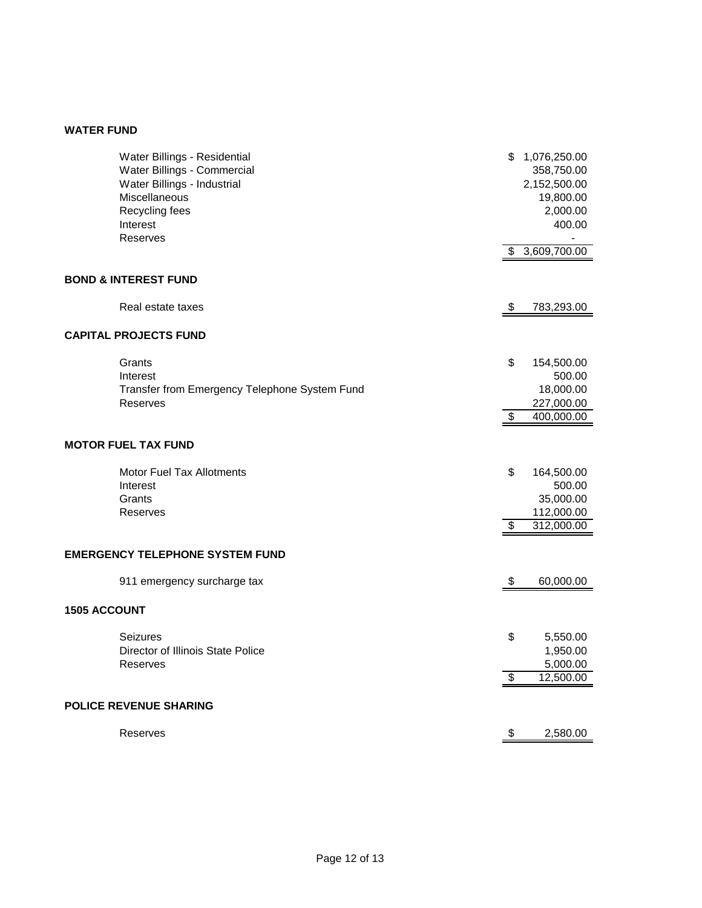**WATER FUND**

| | |
|---|---|
| Water Billings - Residential | $ 1,076,250.00 |
| Water Billings - Commercial | 358,750.00 |
| Water Billings - Industrial | 2,152,500.00 |
| Miscellaneous | 19,800.00 |
| Recycling fees | 2,000.00 |
| Interest | 400.00 |
| Reserves | - |
| | $ 3,609,700.00 |

**BOND & INTEREST FUND**

| | |
|---|---|
| Real estate taxes | $ 783,293.00 |

**CAPITAL PROJECTS FUND**

| | |
|---|---|
| Grants | $ 154,500.00 |
| Interest | 500.00 |
| Transfer from Emergency Telephone System Fund | 18,000.00 |
| Reserves | 227,000.00 |
| | $ 400,000.00 |

**MOTOR FUEL TAX FUND**

| | |
|---|---|
| Motor Fuel Tax Allotments | $ 164,500.00 |
| Interest | 500.00 |
| Grants | 35,000.00 |
| Reserves | 112,000.00 |
| | $ 312,000.00 |

**EMERGENCY TELEPHONE SYSTEM FUND**

| | |
|---|---|
| 911 emergency surcharge tax | $ 60,000.00 |

**1505 ACCOUNT**

| | |
|---|---|
| Seizures | $ 5,550.00 |
| Director of Illinois State Police | 1,950.00 |
| Reserves | 5,000.00 |
| | $ 12,500.00 |

**POLICE REVENUE SHARING**

| | |
|---|---|
| Reserves | $ 2,580.00 |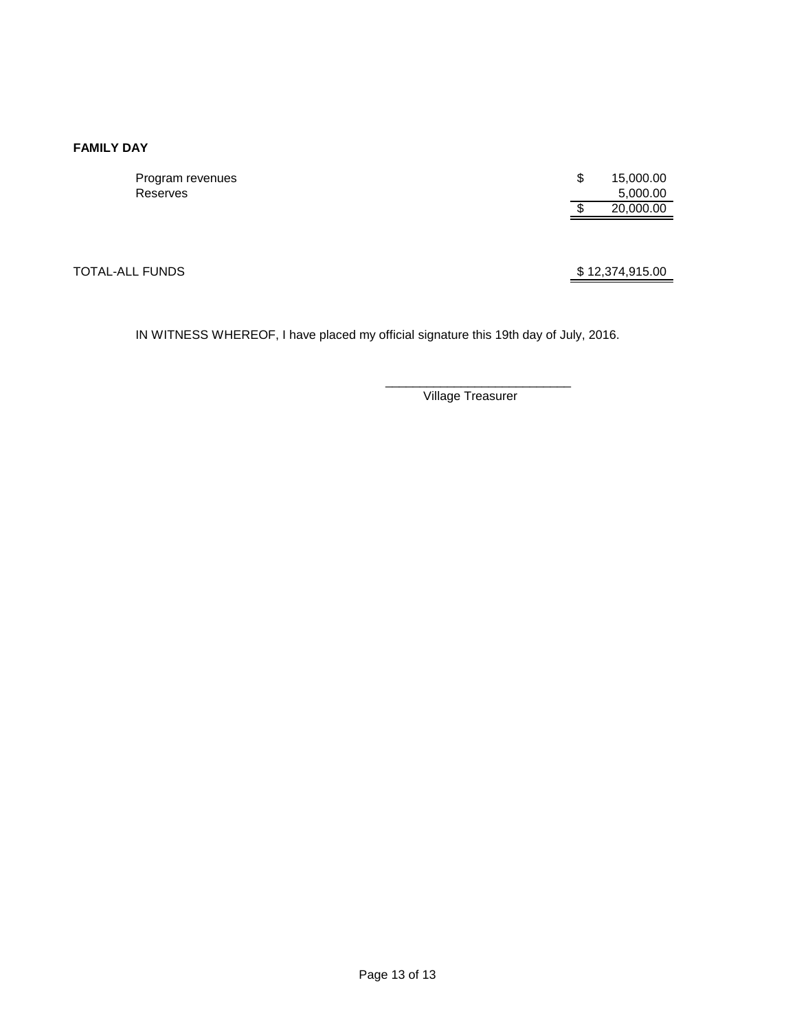**FAMILY DAY**

| | |
|---|---|
| Program revenues | $ 15,000.00 |
| Reserves | 5,000.00 |
| | $ 20,000.00 |

| | |
|---|---|
| TOTAL-ALL FUNDS | $ 12,374,915.00 |

IN WITNESS WHEREOF, I have placed my official signature this 19th day of July, 2016.

\_\_\_\_\_\_\_\_\_\_\_\_\_\_\_\_\_\_\_\_\_\_\_\_\_\_\_

Village Treasurer